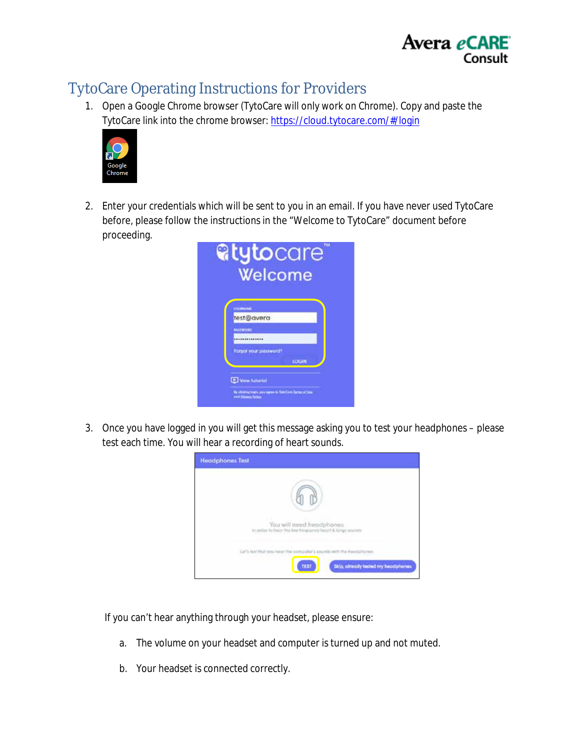# TytoCare Operating Instructions for Providers

1. Open a Google Chrome browser (TytoCare will only work on Chrome). Copy and paste the TytoCare link into the chrome browser: https://cloud.tytocare.com/#/login

2. Enter your credentials which will be sent to you in an email. If you have never used TytoCare before, please follow the instructions in the "Welcome to TytoCare" document before proceeding.

3. Once you have logged in you will get this message asking you to test your headphones – please test each time. You will hear a recording of heart sounds.

If you can't hear anything through your headset, please ensure:

a. The volume on your headset and computer is turned up and not muted.

b. Your headset is connected correctly.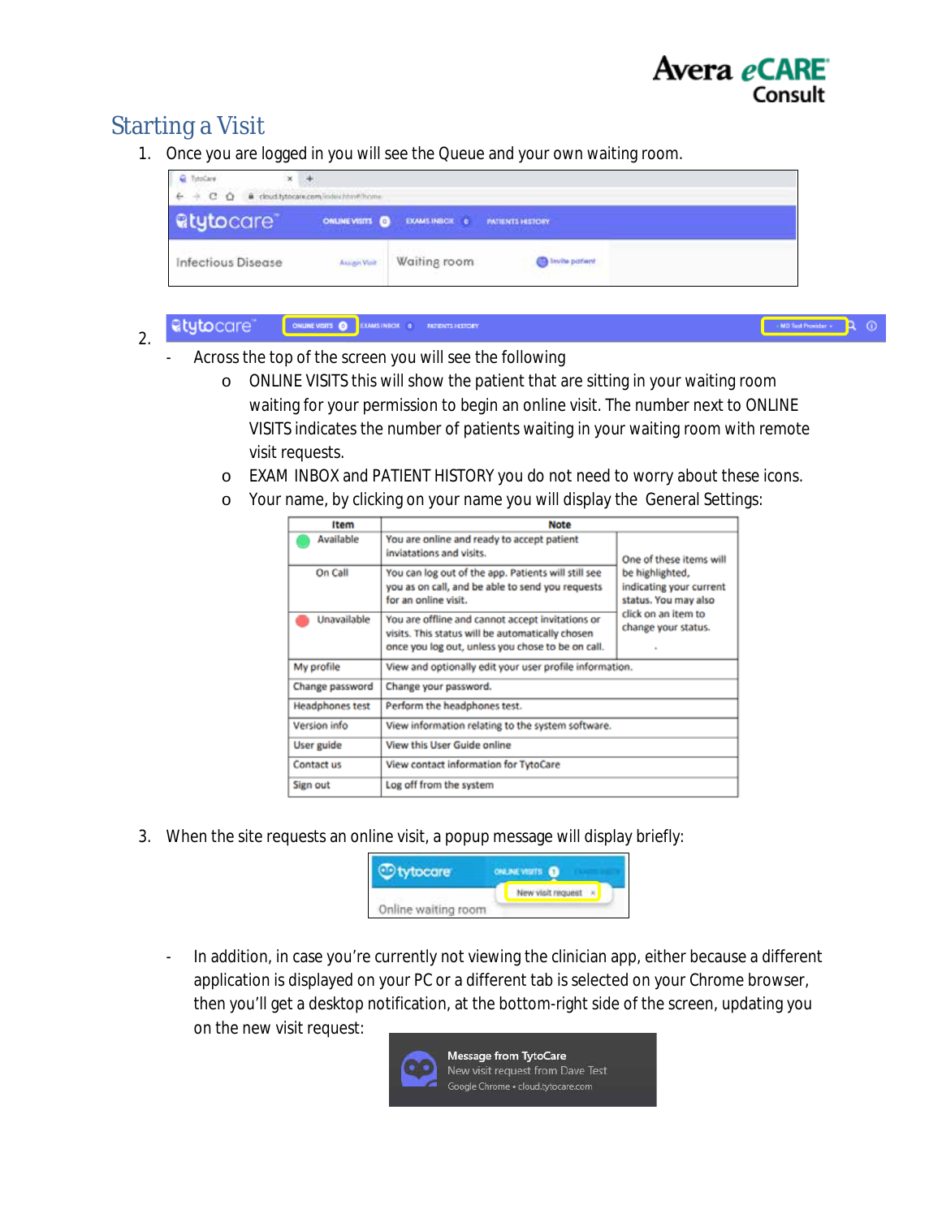## Starting a Visit

1. Once you are logged in you will see the Queue and your own waiting room.

2. 
   - Across the top of the screen you will see the following
     - ONLINE VISITS this will show the patient that are sitting in your waiting room waiting for your permission to begin an online visit. The number next to ONLINE VISITS indicates the number of patients waiting in your waiting room with remote visit requests.
     - EXAM INBOX and PATIENT HISTORY you do not need to worry about these icons.
     - Your name, by clicking on your name you will display the General Settings:

| Item | Note | |
|---|---|---|
| Available | You are online and ready to accept patient inviatations and visits. | One of these items will be highlighted, indicating your current status. You may also click on an item to change your status. |
| On Call | You can log out of the app. Patients will still see you as on call, and be able to send you requests for an online visit. | |
| Unavailable | You are offline and cannot accept invitations or visits. This status will be automatically chosen once you log out, unless you chose to be on call. | |
| My profile | View and optionally edit your user profile information. | |
| Change password | Change your password. | |
| Headphones test | Perform the headphones test. | |
| Version info | View information relating to the system software. | |
| User guide | View this User Guide online | |
| Contact us | View contact information for TytoCare | |
| Sign out | Log off from the system | |

3. When the site requests an online visit, a popup message will display briefly:

   - In addition, in case you're currently not viewing the clinician app, either because a different application is displayed on your PC or a different tab is selected on your Chrome browser, then you'll get a desktop notification, at the bottom-right side of the screen, updating you on the new visit request: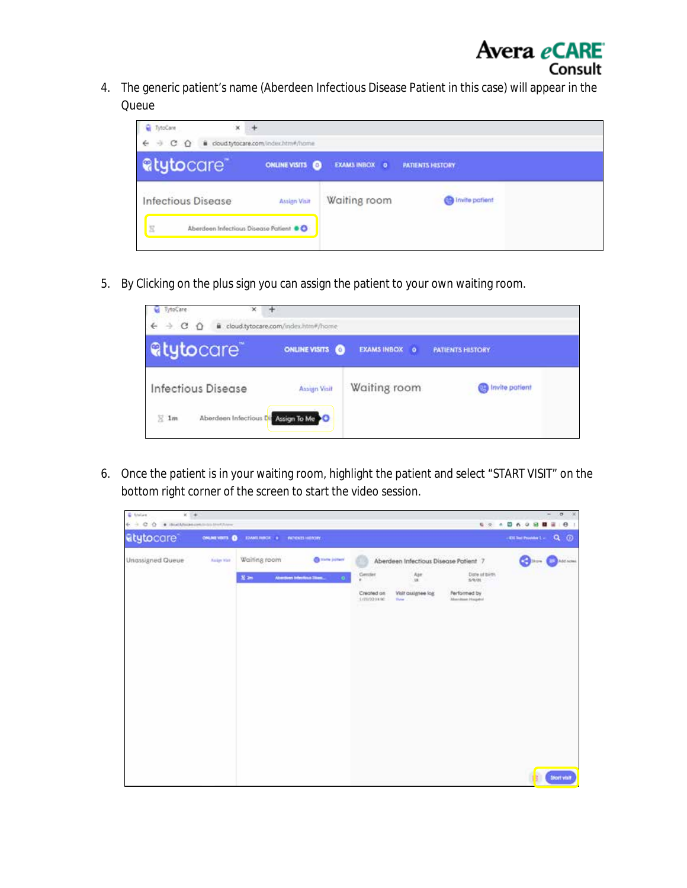4. The generic patient's name (Aberdeen Infectious Disease Patient in this case) will appear in the Queue

5. By Clicking on the plus sign you can assign the patient to your own waiting room.

6. Once the patient is in your waiting room, highlight the patient and select "START VISIT" on the bottom right corner of the screen to start the video session.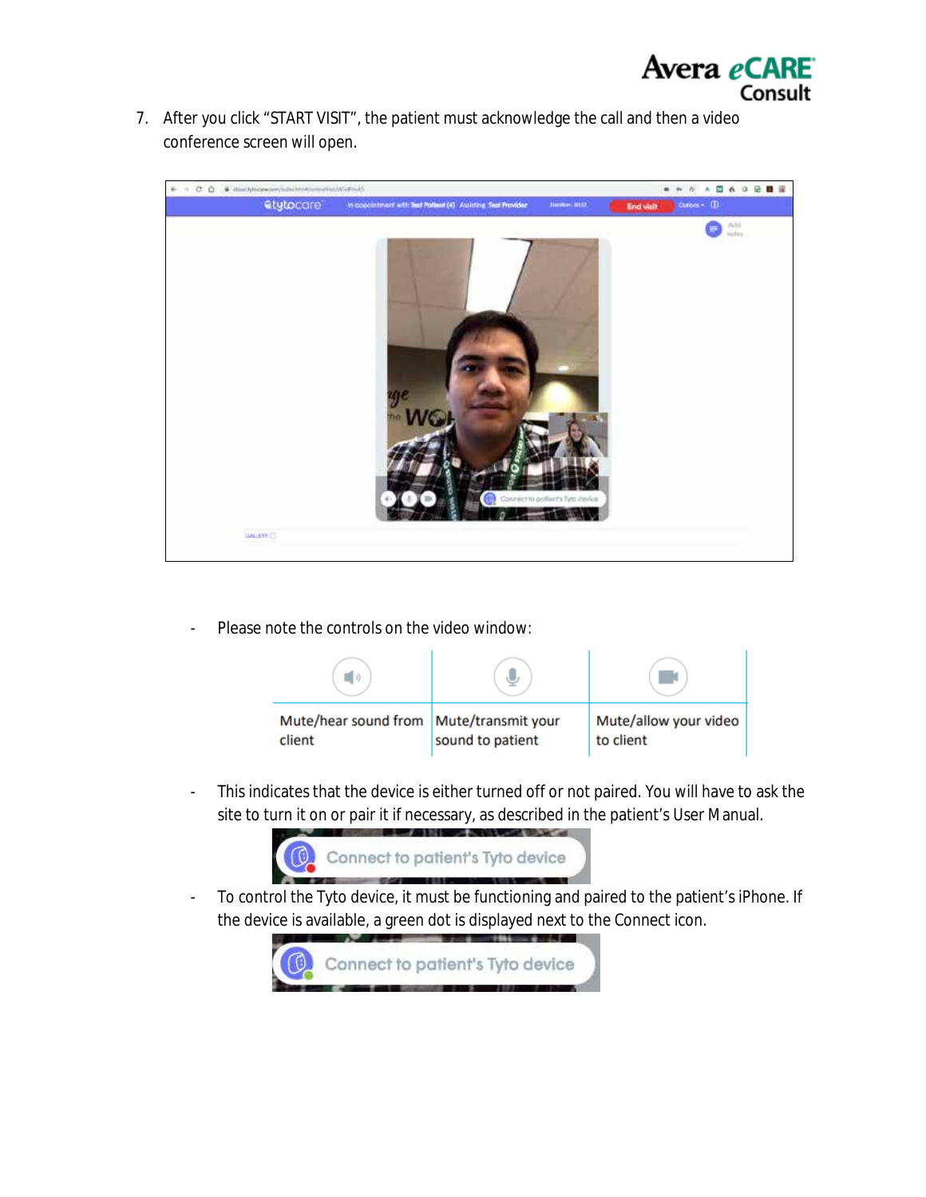7. After you click "START VISIT", the patient must acknowledge the call and then a video conference screen will open.

- Please note the controls on the video window:

| Mute/hear sound from client | Mute/transmit your sound to patient | Mute/allow your video to client |
| --- | --- | --- |

- This indicates that the device is either turned off or not paired. You will have to ask the site to turn it on or pair it if necessary, as described in the patient's User Manual.

- To control the Tyto device, it must be functioning and paired to the patient's iPhone. If the device is available, a green dot is displayed next to the Connect icon.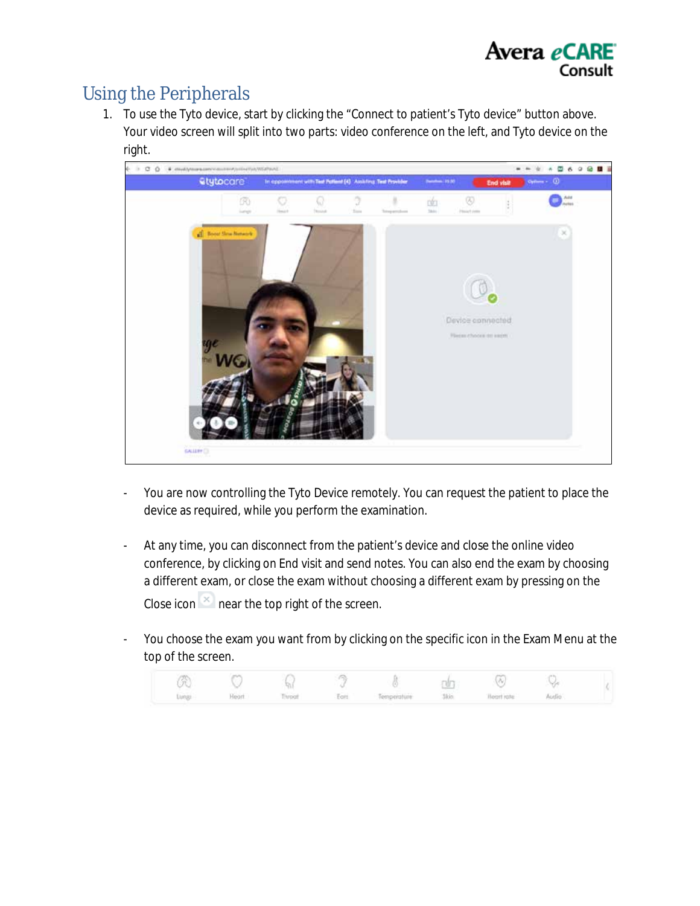## Using the Peripherals

1. To use the Tyto device, start by clicking the “Connect to patient’s Tyto device” button above. Your video screen will split into two parts: video conference on the left, and Tyto device on the right.

   - You are now controlling the Tyto Device remotely. You can request the patient to place the device as required, while you perform the examination.

   - At any time, you can disconnect from the patient’s device and close the online video conference, by clicking on End visit and send notes. You can also end the exam by choosing a different exam, or close the exam without choosing a different exam by pressing on the Close icon near the top right of the screen.

   - You choose the exam you want from by clicking on the specific icon in the Exam Menu at the top of the screen.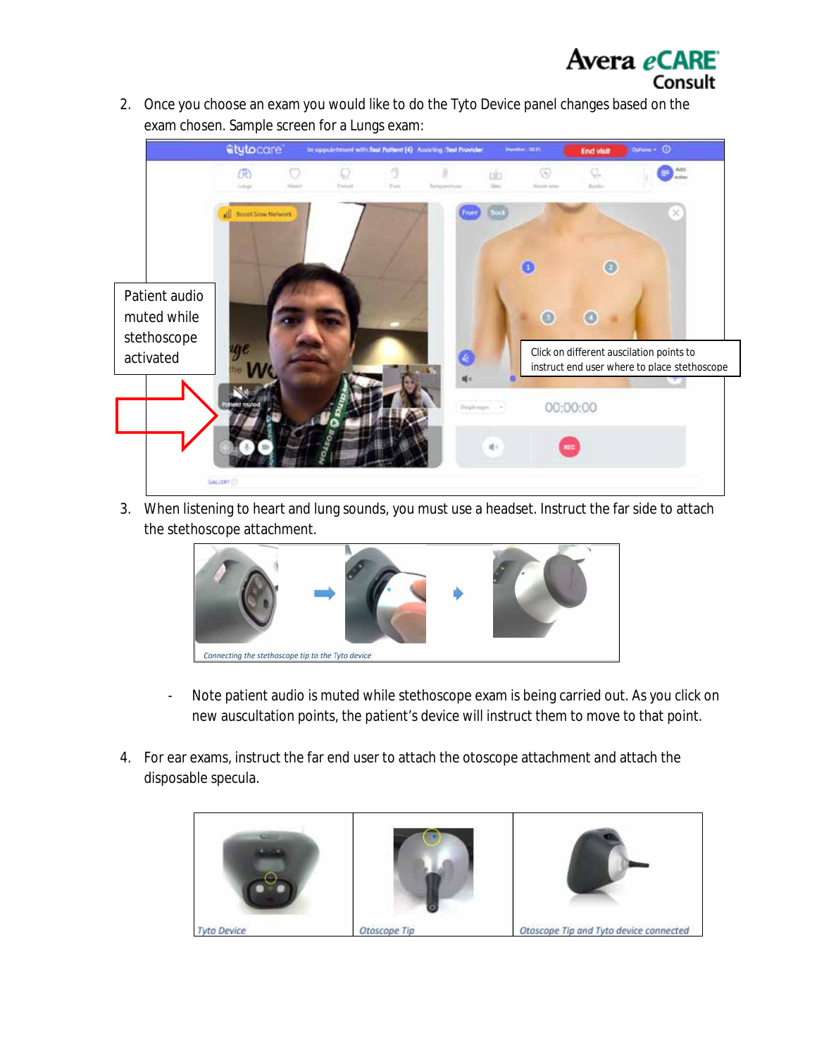2. Once you choose an exam you would like to do the Tyto Device panel changes based on the exam chosen. Sample screen for a Lungs exam:

Patient audio muted while stethoscope activated

Click on different auscilation points to instruct end user where to place stethoscope

3. When listening to heart and lung sounds, you must use a headset. Instruct the far side to attach the stethoscope attachment.

*Connecting the stethoscope tip to the Tyto device*

- Note patient audio is muted while stethoscope exam is being carried out. As you click on new auscultation points, the patient's device will instruct them to move to that point.

4. For ear exams, instruct the far end user to attach the otoscope attachment and attach the disposable specula.

| *Tyto Device* | *Otoscope Tip* | *Otoscope Tip and Tyto device connected* |
| --- | --- | --- |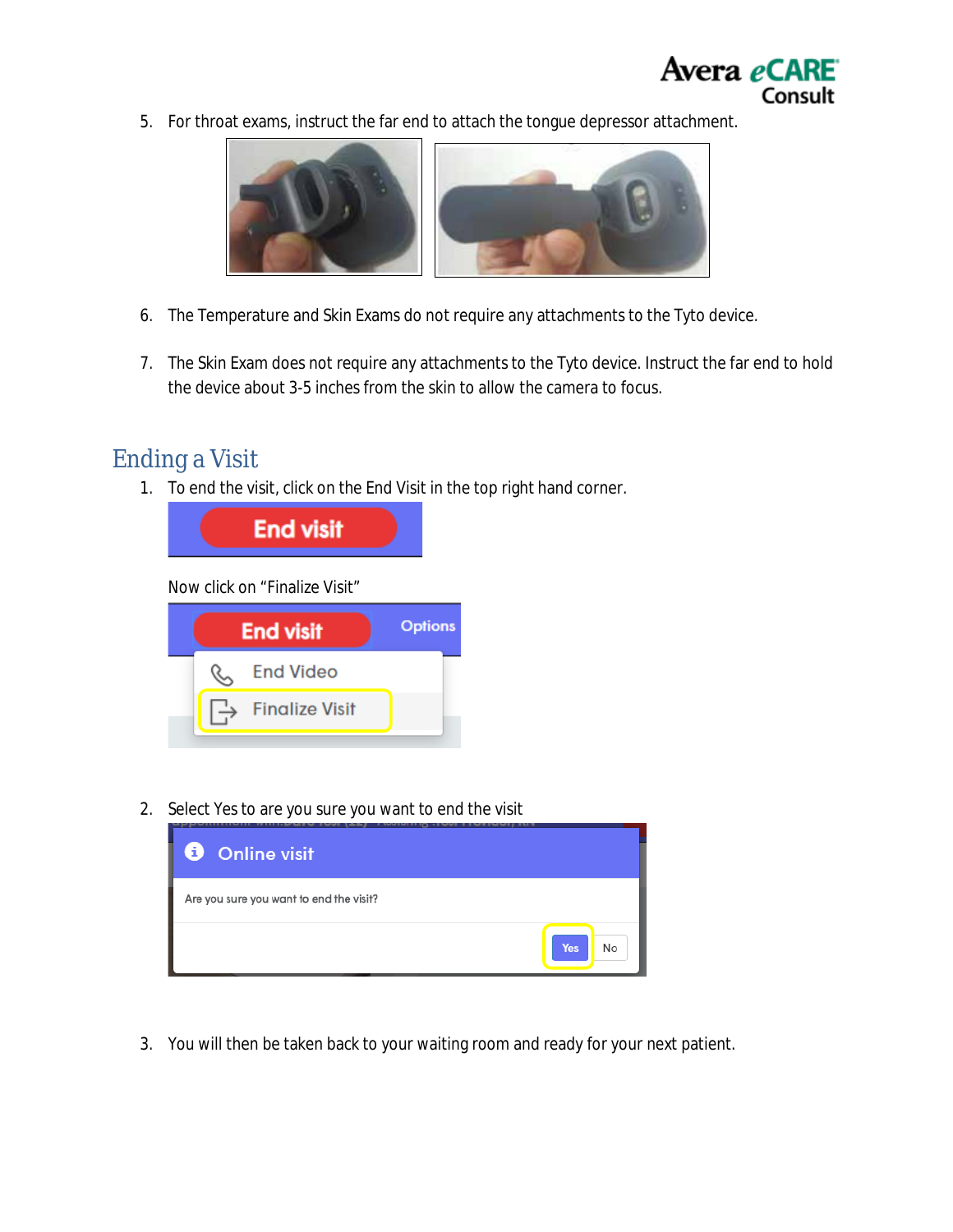5. For throat exams, instruct the far end to attach the tongue depressor attachment.

6. The Temperature and Skin Exams do not require any attachments to the Tyto device.

7. The Skin Exam does not require any attachments to the Tyto device. Instruct the far end to hold the device about 3-5 inches from the skin to allow the camera to focus.

## Ending a Visit

1. To end the visit, click on the End Visit in the top right hand corner.

   Now click on “Finalize Visit”

2. Select Yes to are you sure you want to end the visit

3. You will then be taken back to your waiting room and ready for your next patient.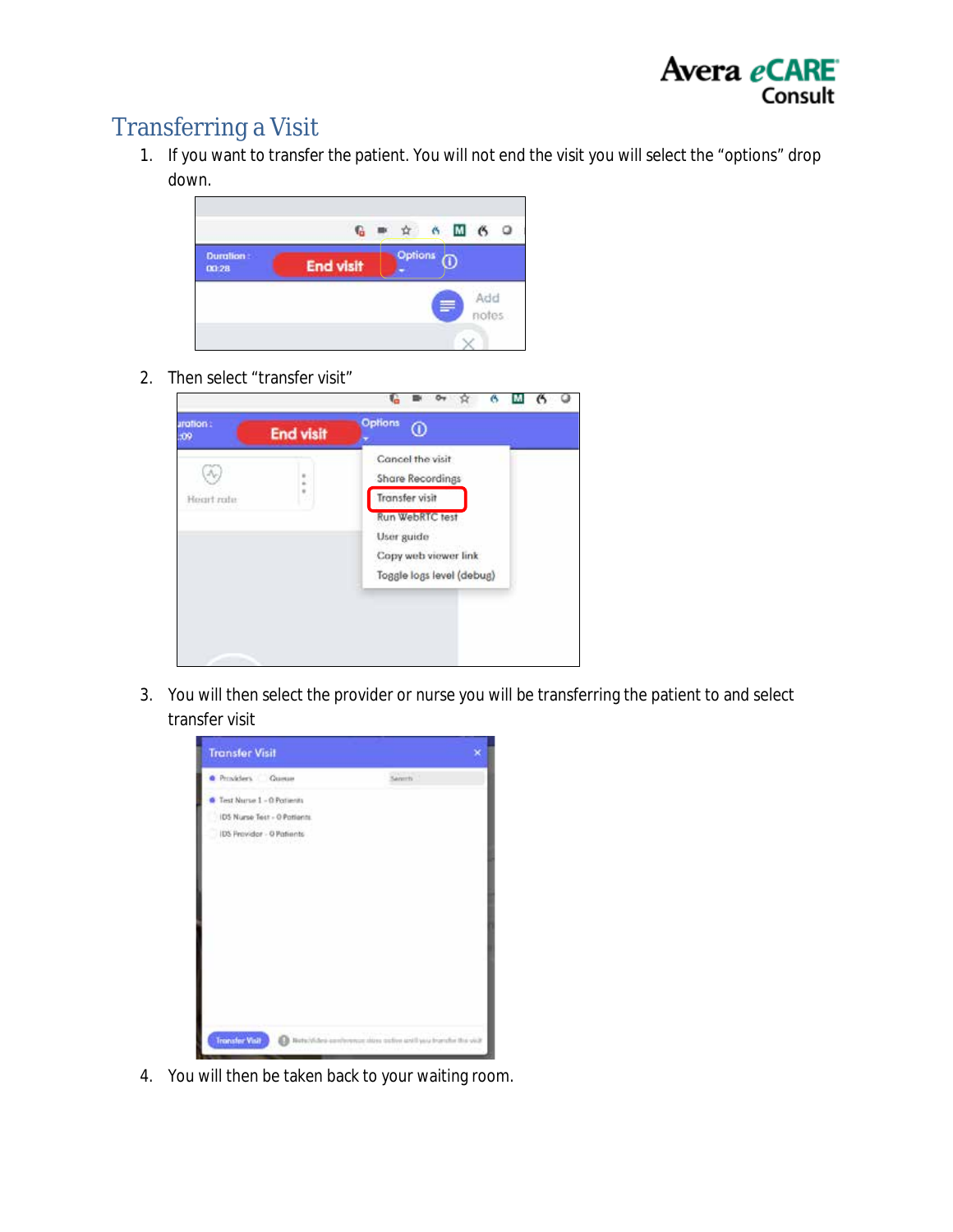## Transferring a Visit

1. If you want to transfer the patient. You will not end the visit you will select the "options" drop down.

2. Then select "transfer visit"

3. You will then select the provider or nurse you will be transferring the patient to and select transfer visit

4. You will then be taken back to your waiting room.